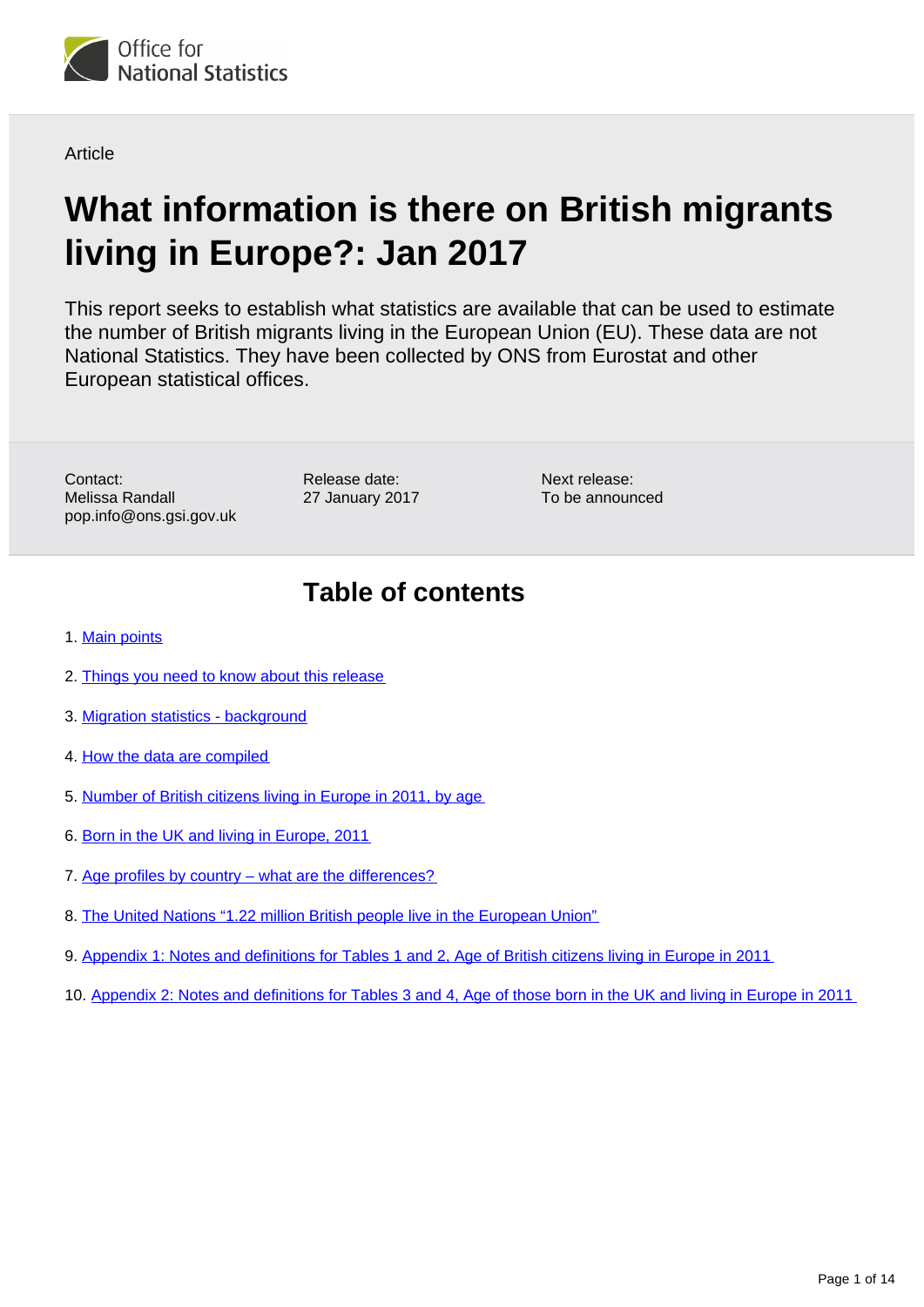Office for National Statistics

Article

# What information is there on British migrants living in Europe?: Jan 2017

This report seeks to establish what statistics are available that can be used to estimate the number of British migrants living in the European Union (EU). These data are not National Statistics. They have been collected by ONS from Eurostat and other European statistical offices.

Contact:
Melissa Randall
pop.info@ons.gsi.gov.uk

Release date:
27 January 2017

Next release:
To be announced

## Table of contents

1. Main points
2. Things you need to know about this release
3. Migration statistics - background
4. How the data are compiled
5. Number of British citizens living in Europe in 2011, by age
6. Born in the UK and living in Europe, 2011
7. Age profiles by country – what are the differences?
8. The United Nations "1.22 million British people live in the European Union"
9. Appendix 1: Notes and definitions for Tables 1 and 2, Age of British citizens living in Europe in 2011
10. Appendix 2: Notes and definitions for Tables 3 and 4, Age of those born in the UK and living in Europe in 2011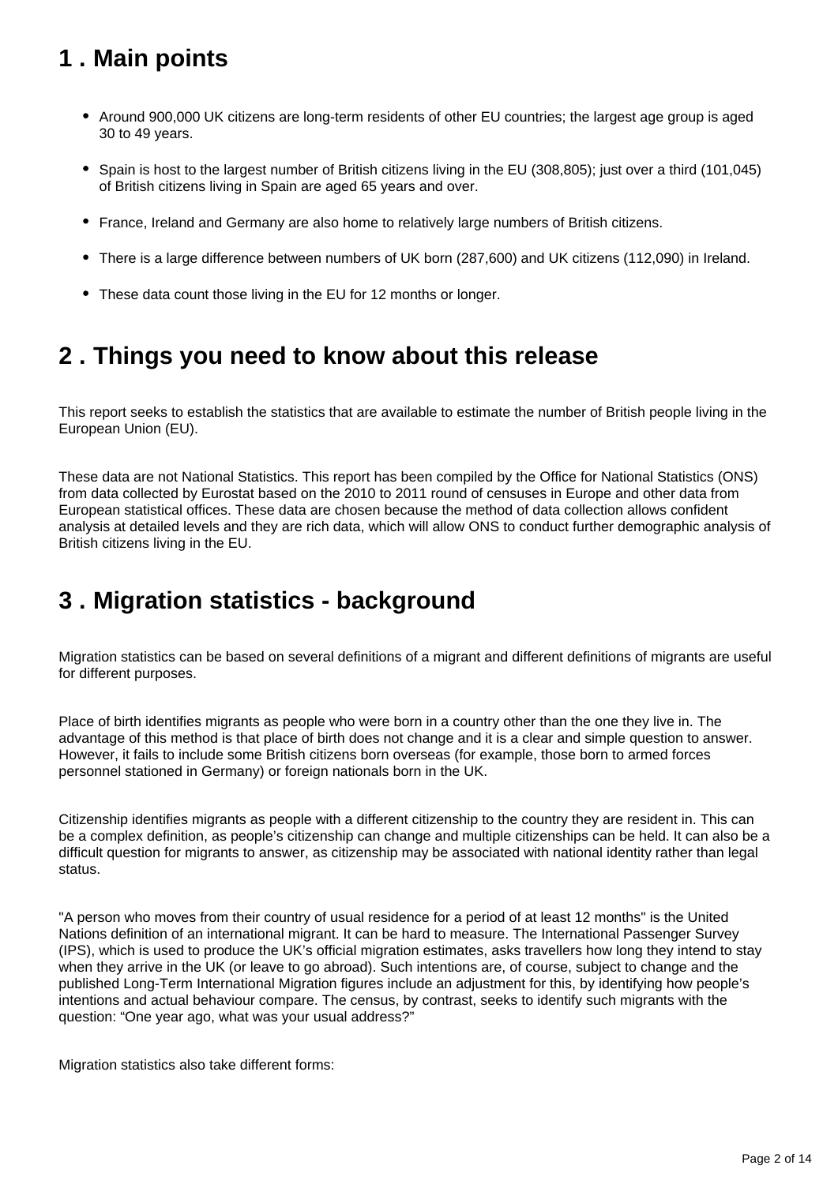## 1 . Main points

- Around 900,000 UK citizens are long-term residents of other EU countries; the largest age group is aged 30 to 49 years.
- Spain is host to the largest number of British citizens living in the EU (308,805); just over a third (101,045) of British citizens living in Spain are aged 65 years and over.
- France, Ireland and Germany are also home to relatively large numbers of British citizens.
- There is a large difference between numbers of UK born (287,600) and UK citizens (112,090) in Ireland.
- These data count those living in the EU for 12 months or longer.

## 2 . Things you need to know about this release

This report seeks to establish the statistics that are available to estimate the number of British people living in the European Union (EU).

These data are not National Statistics. This report has been compiled by the Office for National Statistics (ONS) from data collected by Eurostat based on the 2010 to 2011 round of censuses in Europe and other data from European statistical offices. These data are chosen because the method of data collection allows confident analysis at detailed levels and they are rich data, which will allow ONS to conduct further demographic analysis of British citizens living in the EU.

## 3 . Migration statistics - background

Migration statistics can be based on several definitions of a migrant and different definitions of migrants are useful for different purposes.

Place of birth identifies migrants as people who were born in a country other than the one they live in. The advantage of this method is that place of birth does not change and it is a clear and simple question to answer. However, it fails to include some British citizens born overseas (for example, those born to armed forces personnel stationed in Germany) or foreign nationals born in the UK.

Citizenship identifies migrants as people with a different citizenship to the country they are resident in. This can be a complex definition, as people's citizenship can change and multiple citizenships can be held. It can also be a difficult question for migrants to answer, as citizenship may be associated with national identity rather than legal status.

"A person who moves from their country of usual residence for a period of at least 12 months" is the United Nations definition of an international migrant. It can be hard to measure. The International Passenger Survey (IPS), which is used to produce the UK's official migration estimates, asks travellers how long they intend to stay when they arrive in the UK (or leave to go abroad). Such intentions are, of course, subject to change and the published Long-Term International Migration figures include an adjustment for this, by identifying how people's intentions and actual behaviour compare. The census, by contrast, seeks to identify such migrants with the question: "One year ago, what was your usual address?"

Migration statistics also take different forms: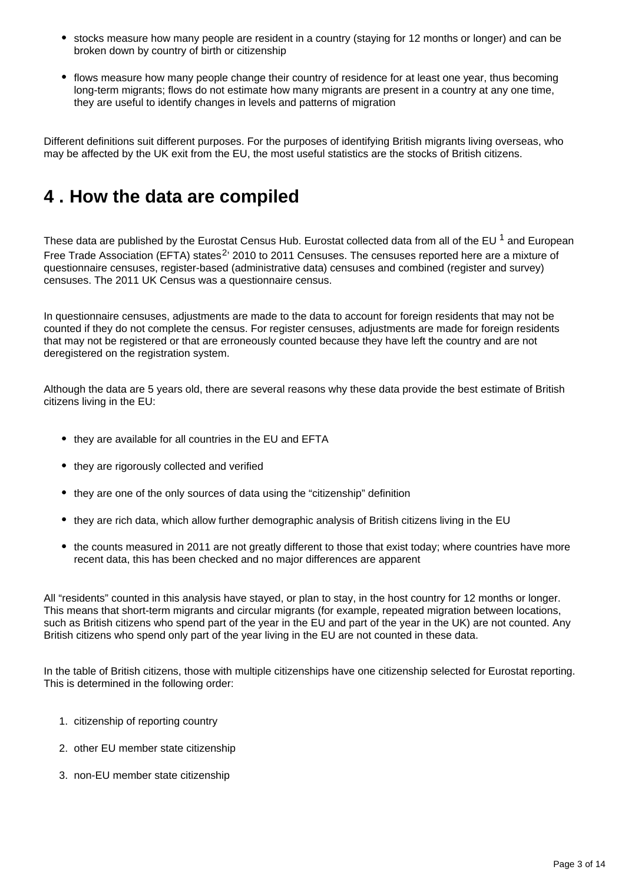- stocks measure how many people are resident in a country (staying for 12 months or longer) and can be broken down by country of birth or citizenship
- flows measure how many people change their country of residence for at least one year, thus becoming long-term migrants; flows do not estimate how many migrants are present in a country at any one time, they are useful to identify changes in levels and patterns of migration

Different definitions suit different purposes. For the purposes of identifying British migrants living overseas, who may be affected by the UK exit from the EU, the most useful statistics are the stocks of British citizens.

## 4 . How the data are compiled

These data are published by the Eurostat Census Hub. Eurostat collected data from all of the EU [1] and European Free Trade Association (EFTA) states[2] 2010 to 2011 Censuses. The censuses reported here are a mixture of questionnaire censuses, register-based (administrative data) censuses and combined (register and survey) censuses. The 2011 UK Census was a questionnaire census.

In questionnaire censuses, adjustments are made to the data to account for foreign residents that may not be counted if they do not complete the census. For register censuses, adjustments are made for foreign residents that may not be registered or that are erroneously counted because they have left the country and are not deregistered on the registration system.

Although the data are 5 years old, there are several reasons why these data provide the best estimate of British citizens living in the EU:

- they are available for all countries in the EU and EFTA
- they are rigorously collected and verified
- they are one of the only sources of data using the "citizenship" definition
- they are rich data, which allow further demographic analysis of British citizens living in the EU
- the counts measured in 2011 are not greatly different to those that exist today; where countries have more recent data, this has been checked and no major differences are apparent

All "residents" counted in this analysis have stayed, or plan to stay, in the host country for 12 months or longer. This means that short-term migrants and circular migrants (for example, repeated migration between locations, such as British citizens who spend part of the year in the EU and part of the year in the UK) are not counted. Any British citizens who spend only part of the year living in the EU are not counted in these data.

In the table of British citizens, those with multiple citizenships have one citizenship selected for Eurostat reporting. This is determined in the following order:

1. citizenship of reporting country
2. other EU member state citizenship
3. non-EU member state citizenship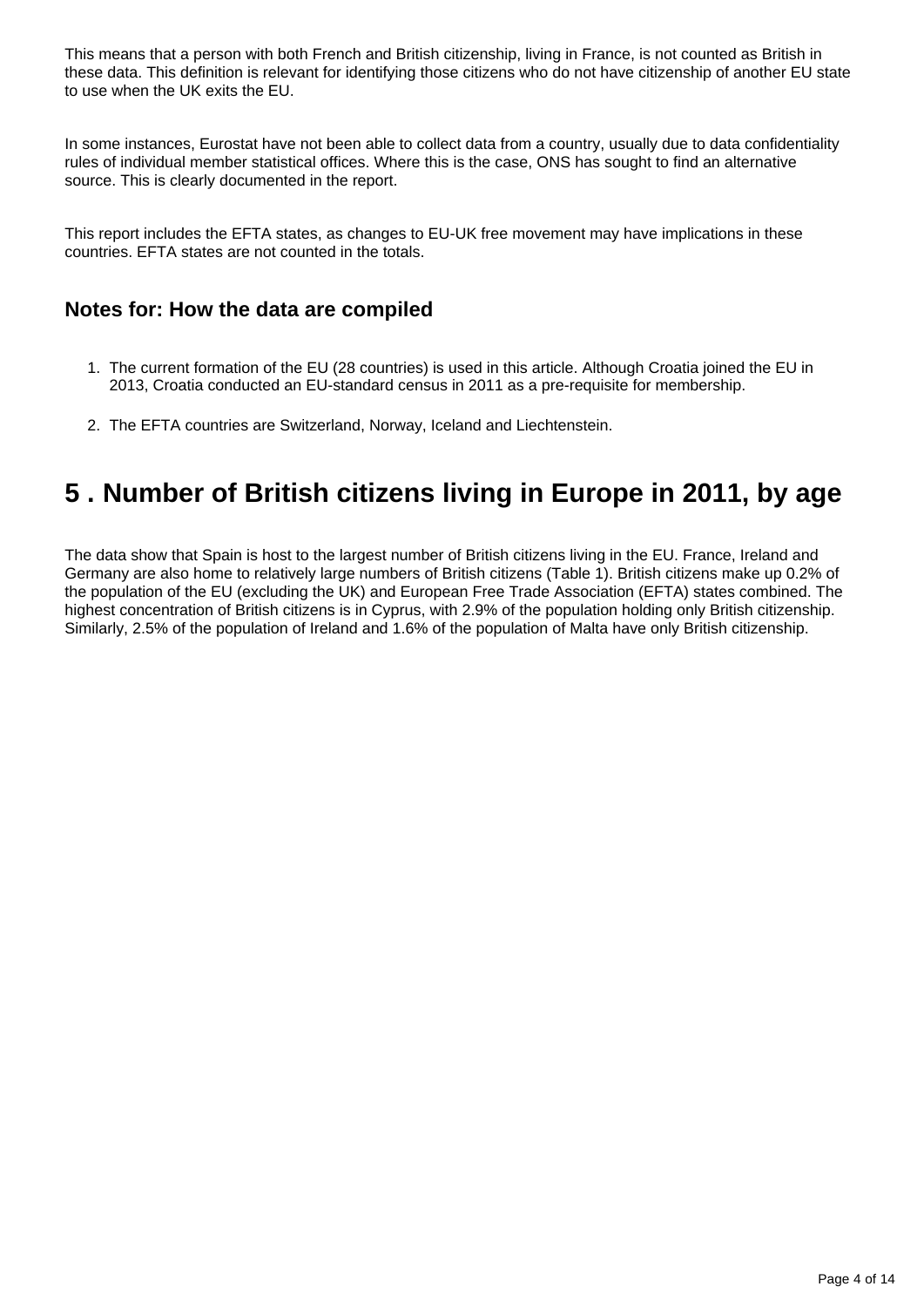This means that a person with both French and British citizenship, living in France, is not counted as British in these data. This definition is relevant for identifying those citizens who do not have citizenship of another EU state to use when the UK exits the EU.

In some instances, Eurostat have not been able to collect data from a country, usually due to data confidentiality rules of individual member statistical offices. Where this is the case, ONS has sought to find an alternative source. This is clearly documented in the report.

This report includes the EFTA states, as changes to EU-UK free movement may have implications in these countries. EFTA states are not counted in the totals.

### Notes for: How the data are compiled

1. The current formation of the EU (28 countries) is used in this article. Although Croatia joined the EU in 2013, Croatia conducted an EU-standard census in 2011 as a pre-requisite for membership.
2. The EFTA countries are Switzerland, Norway, Iceland and Liechtenstein.

## 5 . Number of British citizens living in Europe in 2011, by age

The data show that Spain is host to the largest number of British citizens living in the EU. France, Ireland and Germany are also home to relatively large numbers of British citizens (Table 1). British citizens make up 0.2% of the population of the EU (excluding the UK) and European Free Trade Association (EFTA) states combined. The highest concentration of British citizens is in Cyprus, with 2.9% of the population holding only British citizenship. Similarly, 2.5% of the population of Ireland and 1.6% of the population of Malta have only British citizenship.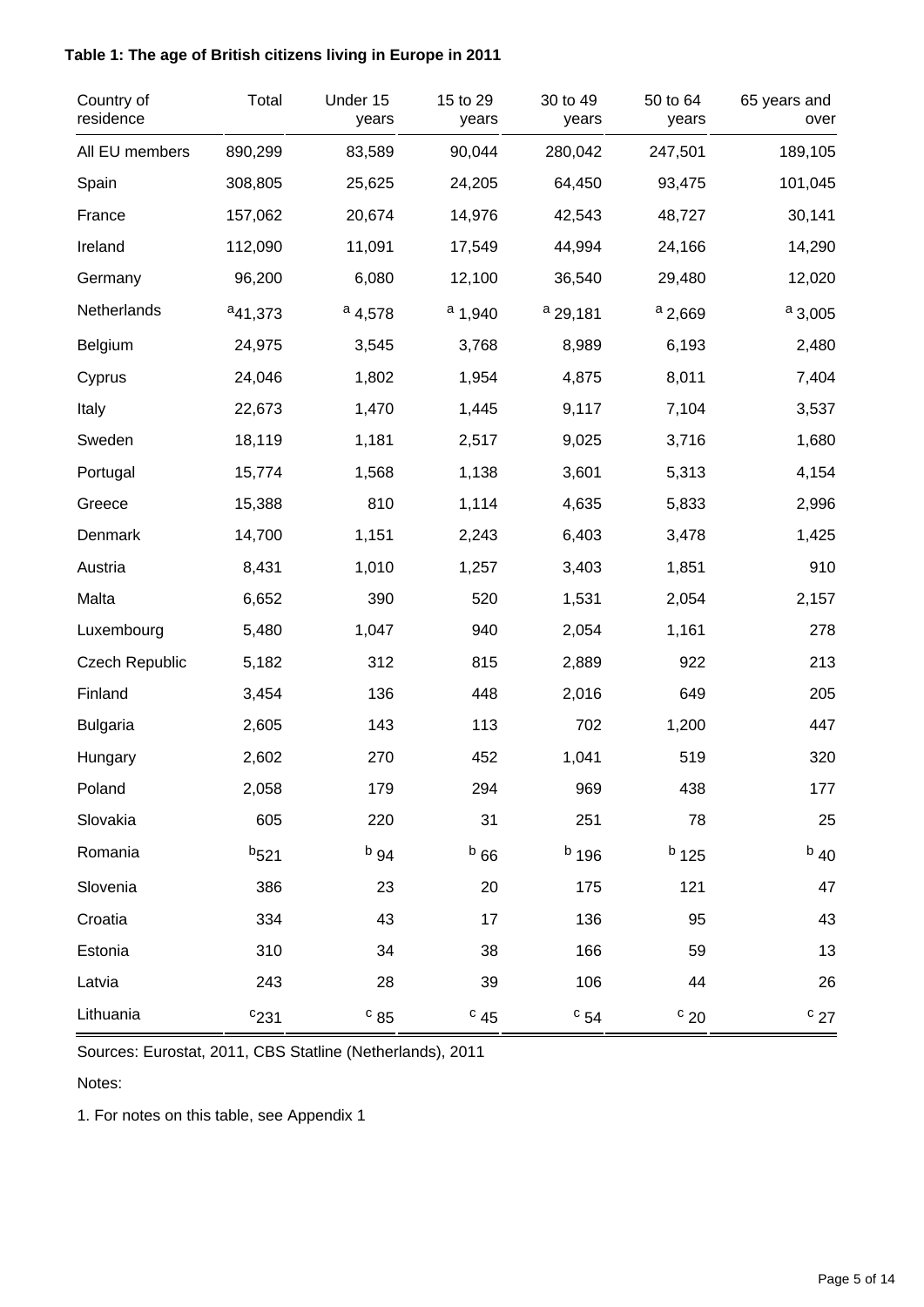**Table 1: The age of British citizens living in Europe in 2011**

| Country of residence | Total | Under 15 years | 15 to 29 years | 30 to 49 years | 50 to 64 years | 65 years and over |
|---|---|---|---|---|---|---|
| All EU members | 890,299 | 83,589 | 90,044 | 280,042 | 247,501 | 189,105 |
| Spain | 308,805 | 25,625 | 24,205 | 64,450 | 93,475 | 101,045 |
| France | 157,062 | 20,674 | 14,976 | 42,543 | 48,727 | 30,141 |
| Ireland | 112,090 | 11,091 | 17,549 | 44,994 | 24,166 | 14,290 |
| Germany | 96,200 | 6,080 | 12,100 | 36,540 | 29,480 | 12,020 |
| Netherlands | [a]41,373 | [a] 4,578 | [a] 1,940 | [a] 29,181 | [a] 2,669 | [a] 3,005 |
| Belgium | 24,975 | 3,545 | 3,768 | 8,989 | 6,193 | 2,480 |
| Cyprus | 24,046 | 1,802 | 1,954 | 4,875 | 8,011 | 7,404 |
| Italy | 22,673 | 1,470 | 1,445 | 9,117 | 7,104 | 3,537 |
| Sweden | 18,119 | 1,181 | 2,517 | 9,025 | 3,716 | 1,680 |
| Portugal | 15,774 | 1,568 | 1,138 | 3,601 | 5,313 | 4,154 |
| Greece | 15,388 | 810 | 1,114 | 4,635 | 5,833 | 2,996 |
| Denmark | 14,700 | 1,151 | 2,243 | 6,403 | 3,478 | 1,425 |
| Austria | 8,431 | 1,010 | 1,257 | 3,403 | 1,851 | 910 |
| Malta | 6,652 | 390 | 520 | 1,531 | 2,054 | 2,157 |
| Luxembourg | 5,480 | 1,047 | 940 | 2,054 | 1,161 | 278 |
| Czech Republic | 5,182 | 312 | 815 | 2,889 | 922 | 213 |
| Finland | 3,454 | 136 | 448 | 2,016 | 649 | 205 |
| Bulgaria | 2,605 | 143 | 113 | 702 | 1,200 | 447 |
| Hungary | 2,602 | 270 | 452 | 1,041 | 519 | 320 |
| Poland | 2,058 | 179 | 294 | 969 | 438 | 177 |
| Slovakia | 605 | 220 | 31 | 251 | 78 | 25 |
| Romania | [b]521 | [b] 94 | [b] 66 | [b] 196 | [b] 125 | [b] 40 |
| Slovenia | 386 | 23 | 20 | 175 | 121 | 47 |
| Croatia | 334 | 43 | 17 | 136 | 95 | 43 |
| Estonia | 310 | 34 | 38 | 166 | 59 | 13 |
| Latvia | 243 | 28 | 39 | 106 | 44 | 26 |
| Lithuania | [c]231 | [c] 85 | [c] 45 | [c] 54 | [c] 20 | [c] 27 |

Sources: Eurostat, 2011, CBS Statline (Netherlands), 2011

Notes:

1. For notes on this table, see Appendix 1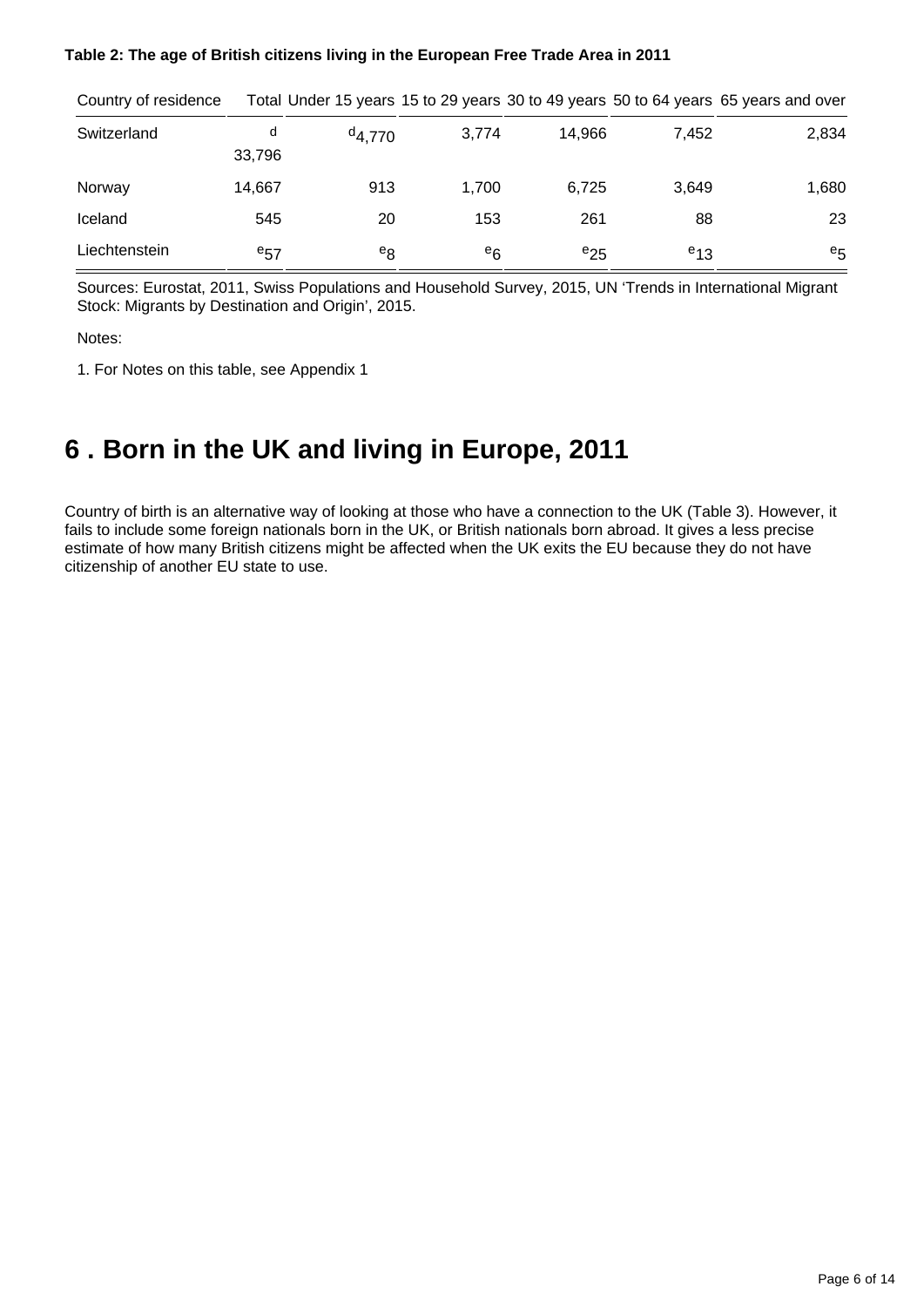**Table 2: The age of British citizens living in the European Free Trade Area in 2011**

| Country of residence | Total | Under 15 years | 15 to 29 years | 30 to 49 years | 50 to 64 years | 65 years and over |
|---|---|---|---|---|---|---|
| Switzerland | [d] 33,796 | [d]4,770 | 3,774 | 14,966 | 7,452 | 2,834 |
| Norway | 14,667 | 913 | 1,700 | 6,725 | 3,649 | 1,680 |
| Iceland | 545 | 20 | 153 | 261 | 88 | 23 |
| Liechtenstein | [e]57 | [e]8 | [e]6 | [e]25 | [e]13 | [e]5 |

Sources: Eurostat, 2011, Swiss Populations and Household Survey, 2015, UN 'Trends in International Migrant Stock: Migrants by Destination and Origin', 2015.

Notes:

1. For Notes on this table, see Appendix 1

# 6 . Born in the UK and living in Europe, 2011

Country of birth is an alternative way of looking at those who have a connection to the UK (Table 3). However, it fails to include some foreign nationals born in the UK, or British nationals born abroad. It gives a less precise estimate of how many British citizens might be affected when the UK exits the EU because they do not have citizenship of another EU state to use.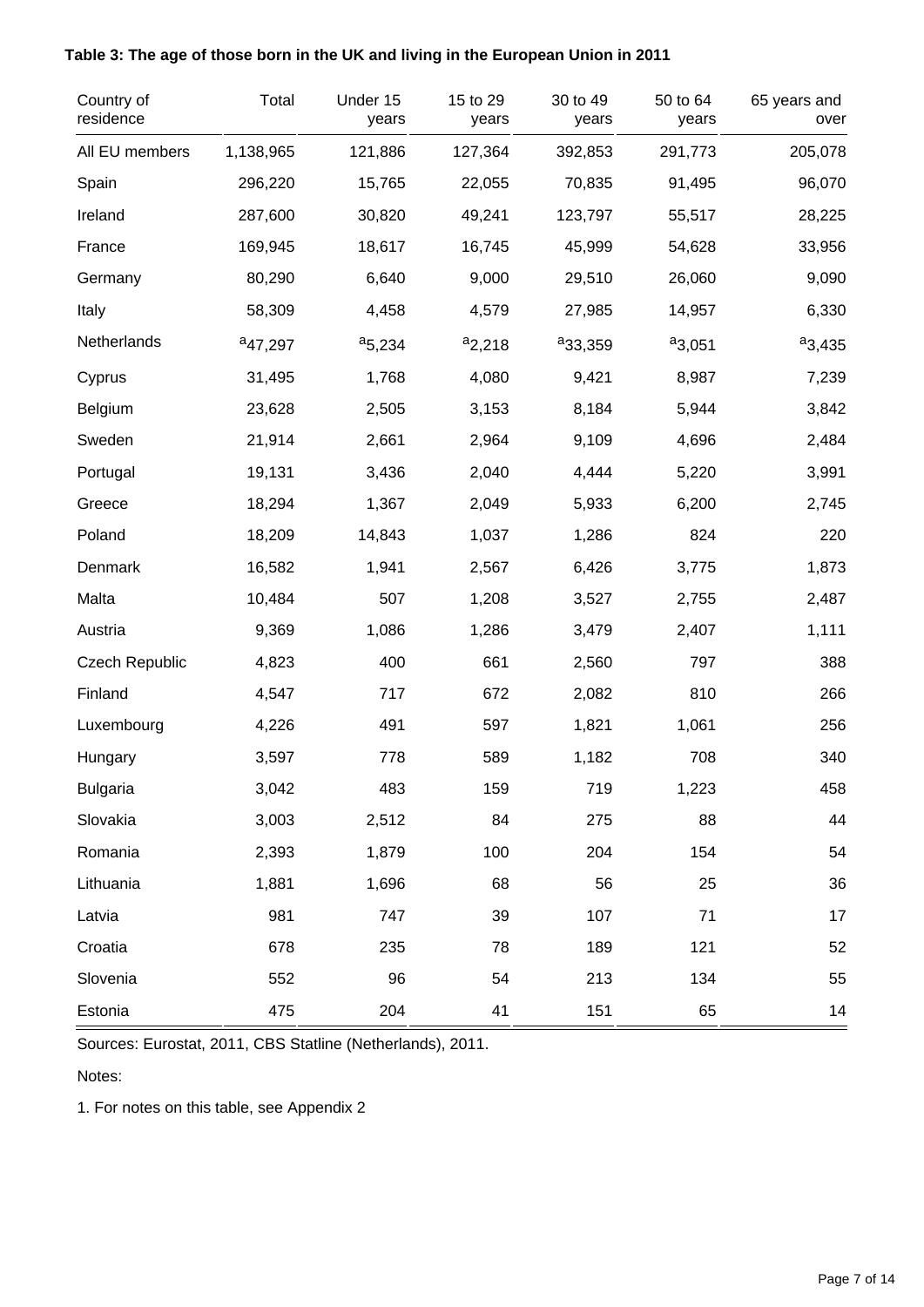**Table 3: The age of those born in the UK and living in the European Union in 2011**

| Country of residence | Total | Under 15 years | 15 to 29 years | 30 to 49 years | 50 to 64 years | 65 years and over |
|---|---|---|---|---|---|---|
| All EU members | 1,138,965 | 121,886 | 127,364 | 392,853 | 291,773 | 205,078 |
| Spain | 296,220 | 15,765 | 22,055 | 70,835 | 91,495 | 96,070 |
| Ireland | 287,600 | 30,820 | 49,241 | 123,797 | 55,517 | 28,225 |
| France | 169,945 | 18,617 | 16,745 | 45,999 | 54,628 | 33,956 |
| Germany | 80,290 | 6,640 | 9,000 | 29,510 | 26,060 | 9,090 |
| Italy | 58,309 | 4,458 | 4,579 | 27,985 | 14,957 | 6,330 |
| Netherlands | [a]47,297 | [a]5,234 | [a]2,218 | [a]33,359 | [a]3,051 | [a]3,435 |
| Cyprus | 31,495 | 1,768 | 4,080 | 9,421 | 8,987 | 7,239 |
| Belgium | 23,628 | 2,505 | 3,153 | 8,184 | 5,944 | 3,842 |
| Sweden | 21,914 | 2,661 | 2,964 | 9,109 | 4,696 | 2,484 |
| Portugal | 19,131 | 3,436 | 2,040 | 4,444 | 5,220 | 3,991 |
| Greece | 18,294 | 1,367 | 2,049 | 5,933 | 6,200 | 2,745 |
| Poland | 18,209 | 14,843 | 1,037 | 1,286 | 824 | 220 |
| Denmark | 16,582 | 1,941 | 2,567 | 6,426 | 3,775 | 1,873 |
| Malta | 10,484 | 507 | 1,208 | 3,527 | 2,755 | 2,487 |
| Austria | 9,369 | 1,086 | 1,286 | 3,479 | 2,407 | 1,111 |
| Czech Republic | 4,823 | 400 | 661 | 2,560 | 797 | 388 |
| Finland | 4,547 | 717 | 672 | 2,082 | 810 | 266 |
| Luxembourg | 4,226 | 491 | 597 | 1,821 | 1,061 | 256 |
| Hungary | 3,597 | 778 | 589 | 1,182 | 708 | 340 |
| Bulgaria | 3,042 | 483 | 159 | 719 | 1,223 | 458 |
| Slovakia | 3,003 | 2,512 | 84 | 275 | 88 | 44 |
| Romania | 2,393 | 1,879 | 100 | 204 | 154 | 54 |
| Lithuania | 1,881 | 1,696 | 68 | 56 | 25 | 36 |
| Latvia | 981 | 747 | 39 | 107 | 71 | 17 |
| Croatia | 678 | 235 | 78 | 189 | 121 | 52 |
| Slovenia | 552 | 96 | 54 | 213 | 134 | 55 |
| Estonia | 475 | 204 | 41 | 151 | 65 | 14 |

Sources: Eurostat, 2011, CBS Statline (Netherlands), 2011.

Notes:

1. For notes on this table, see Appendix 2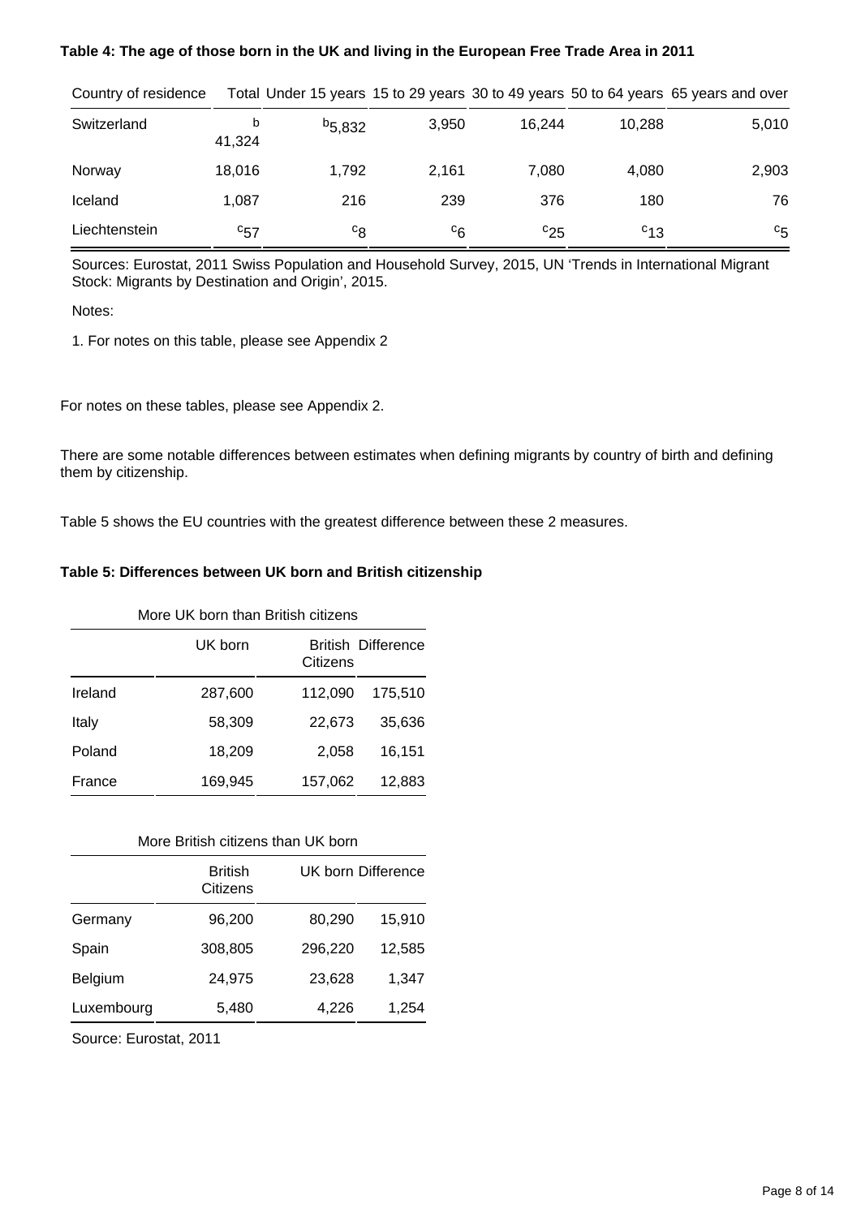**Table 4: The age of those born in the UK and living in the European Free Trade Area in 2011**

| Country of residence | Total | Under 15 years | 15 to 29 years | 30 to 49 years | 50 to 64 years | 65 years and over |
|---|---|---|---|---|---|---|
| Switzerland | [b] 41,324 | [b] 5,832 | 3,950 | 16,244 | 10,288 | 5,010 |
| Norway | 18,016 | 1,792 | 2,161 | 7,080 | 4,080 | 2,903 |
| Iceland | 1,087 | 216 | 239 | 376 | 180 | 76 |
| Liechtenstein | [c] 57 | [c] 8 | [c] 6 | [c] 25 | [c] 13 | [c] 5 |

Sources: Eurostat, 2011 Swiss Population and Household Survey, 2015, UN 'Trends in International Migrant Stock: Migrants by Destination and Origin', 2015.

Notes:

1. For notes on this table, please see Appendix 2

For notes on these tables, please see Appendix 2.

There are some notable differences between estimates when defining migrants by country of birth and defining them by citizenship.

Table 5 shows the EU countries with the greatest difference between these 2 measures.

**Table 5: Differences between UK born and British citizenship**

More UK born than British citizens

| | UK born | British Citizens | Difference |
|---|---|---|---|
| Ireland | 287,600 | 112,090 | 175,510 |
| Italy | 58,309 | 22,673 | 35,636 |
| Poland | 18,209 | 2,058 | 16,151 |
| France | 169,945 | 157,062 | 12,883 |

More British citizens than UK born

| | British Citizens | UK born | Difference |
|---|---|---|---|
| Germany | 96,200 | 80,290 | 15,910 |
| Spain | 308,805 | 296,220 | 12,585 |
| Belgium | 24,975 | 23,628 | 1,347 |
| Luxembourg | 5,480 | 4,226 | 1,254 |

Source: Eurostat, 2011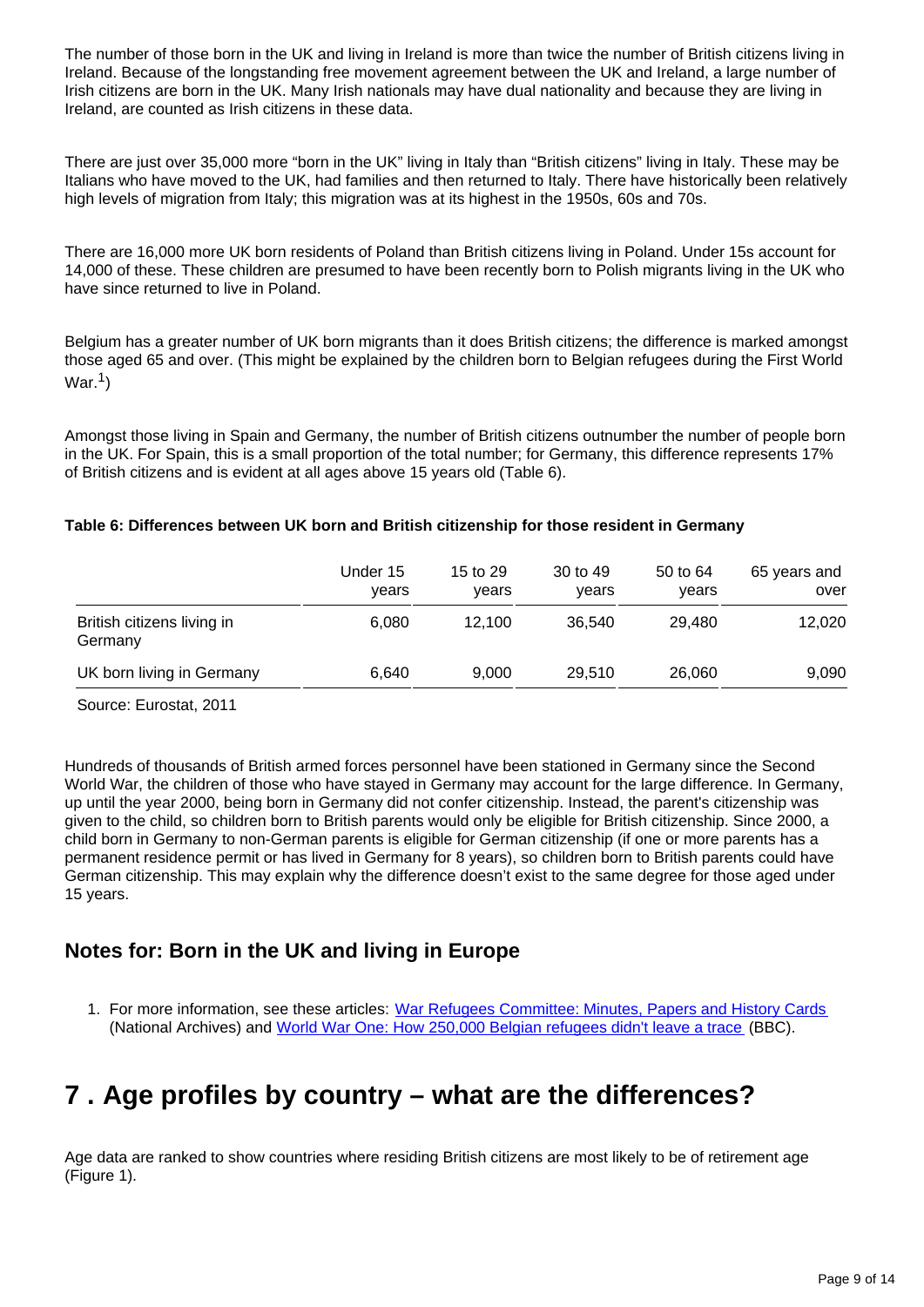The number of those born in the UK and living in Ireland is more than twice the number of British citizens living in Ireland. Because of the longstanding free movement agreement between the UK and Ireland, a large number of Irish citizens are born in the UK. Many Irish nationals may have dual nationality and because they are living in Ireland, are counted as Irish citizens in these data.

There are just over 35,000 more "born in the UK" living in Italy than "British citizens" living in Italy. These may be Italians who have moved to the UK, had families and then returned to Italy. There have historically been relatively high levels of migration from Italy; this migration was at its highest in the 1950s, 60s and 70s.

There are 16,000 more UK born residents of Poland than British citizens living in Poland. Under 15s account for 14,000 of these. These children are presumed to have been recently born to Polish migrants living in the UK who have since returned to live in Poland.

Belgium has a greater number of UK born migrants than it does British citizens; the difference is marked amongst those aged 65 and over. (This might be explained by the children born to Belgian refugees during the First World War.[1])

Amongst those living in Spain and Germany, the number of British citizens outnumber the number of people born in the UK. For Spain, this is a small proportion of the total number; for Germany, this difference represents 17% of British citizens and is evident at all ages above 15 years old (Table 6).

**Table 6: Differences between UK born and British citizenship for those resident in Germany**

| | Under 15 years | 15 to 29 years | 30 to 49 years | 50 to 64 years | 65 years and over |
|---|---|---|---|---|---|
| British citizens living in Germany | 6,080 | 12,100 | 36,540 | 29,480 | 12,020 |
| UK born living in Germany | 6,640 | 9,000 | 29,510 | 26,060 | 9,090 |

Source: Eurostat, 2011

Hundreds of thousands of British armed forces personnel have been stationed in Germany since the Second World War, the children of those who have stayed in Germany may account for the large difference. In Germany, up until the year 2000, being born in Germany did not confer citizenship. Instead, the parent's citizenship was given to the child, so children born to British parents would only be eligible for British citizenship. Since 2000, a child born in Germany to non-German parents is eligible for German citizenship (if one or more parents has a permanent residence permit or has lived in Germany for 8 years), so children born to British parents could have German citizenship. This may explain why the difference doesn't exist to the same degree for those aged under 15 years.

## Notes for: Born in the UK and living in Europe

1. For more information, see these articles: War Refugees Committee: Minutes, Papers and History Cards (National Archives) and World War One: How 250,000 Belgian refugees didn't leave a trace (BBC).

# 7 . Age profiles by country – what are the differences?

Age data are ranked to show countries where residing British citizens are most likely to be of retirement age (Figure 1).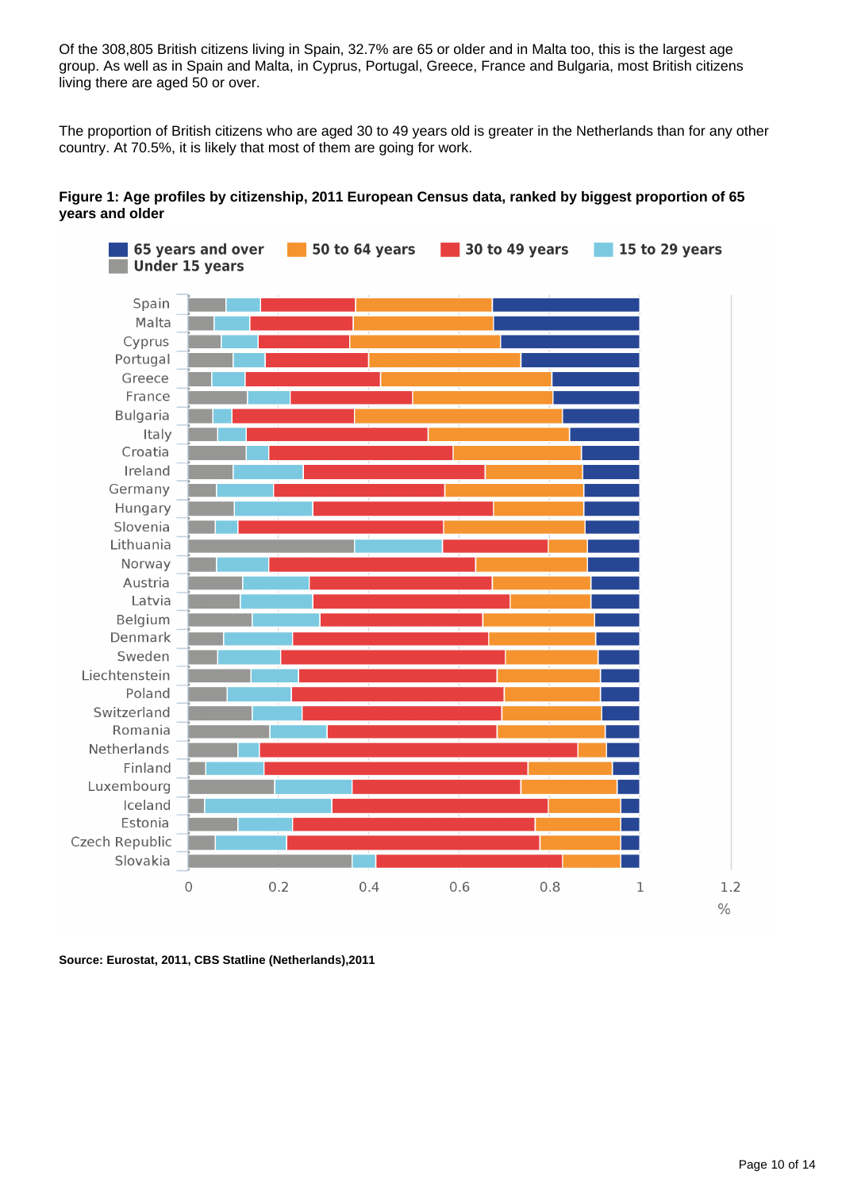Of the 308,805 British citizens living in Spain, 32.7% are 65 or older and in Malta too, this is the largest age group. As well as in Spain and Malta, in Cyprus, Portugal, Greece, France and Bulgaria, most British citizens living there are aged 50 or over.

The proportion of British citizens who are aged 30 to 49 years old is greater in the Netherlands than for any other country. At 70.5%, it is likely that most of them are going for work.

**Figure 1: Age profiles by citizenship, 2011 European Census data, ranked by biggest proportion of 65 years and older**

**Source: Eurostat, 2011, CBS Statline (Netherlands),2011**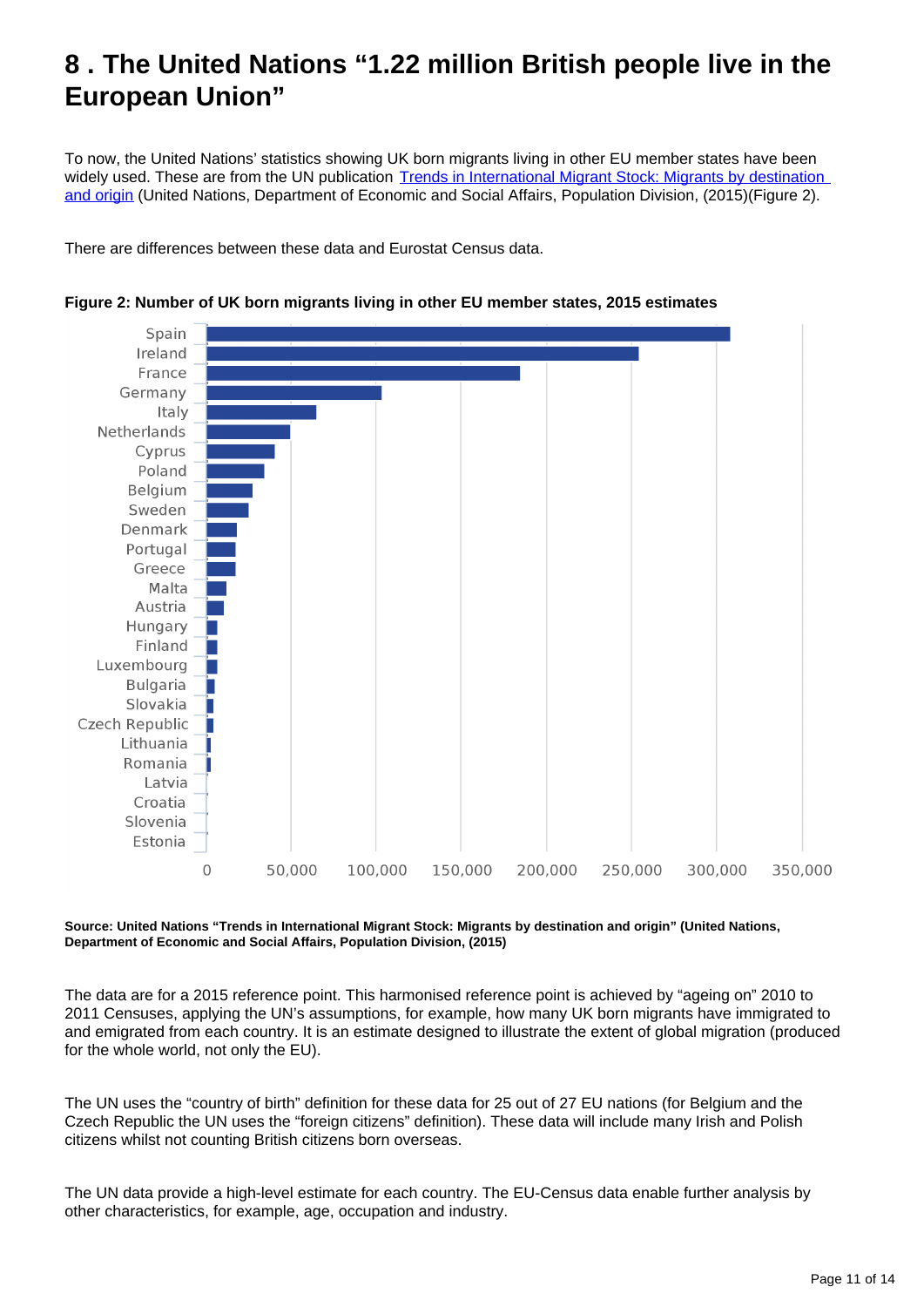# 8 . The United Nations "1.22 million British people live in the European Union"

To now, the United Nations' statistics showing UK born migrants living in other EU member states have been widely used. These are from the UN publication [Trends in International Migrant Stock: Migrants by destination and origin](#) (United Nations, Department of Economic and Social Affairs, Population Division, (2015)(Figure 2).

There are differences between these data and Eurostat Census data.

**Figure 2: Number of UK born migrants living in other EU member states, 2015 estimates**

Spain
Ireland
France
Germany
Italy
Netherlands
Cyprus
Poland
Belgium
Sweden
Denmark
Portugal
Greece
Malta
Austria
Hungary
Finland
Luxembourg
Bulgaria
Slovakia
Czech Republic
Lithuania
Romania
Latvia
Croatia
Slovenia
Estonia

0 50,000 100,000 150,000 200,000 250,000 300,000 350,000

**Source: United Nations "Trends in International Migrant Stock: Migrants by destination and origin" (United Nations, Department of Economic and Social Affairs, Population Division, (2015)**

The data are for a 2015 reference point. This harmonised reference point is achieved by "ageing on" 2010 to 2011 Censuses, applying the UN's assumptions, for example, how many UK born migrants have immigrated to and emigrated from each country. It is an estimate designed to illustrate the extent of global migration (produced for the whole world, not only the EU).

The UN uses the "country of birth" definition for these data for 25 out of 27 EU nations (for Belgium and the Czech Republic the UN uses the "foreign citizens" definition). These data will include many Irish and Polish citizens whilst not counting British citizens born overseas.

The UN data provide a high-level estimate for each country. The EU-Census data enable further analysis by other characteristics, for example, age, occupation and industry.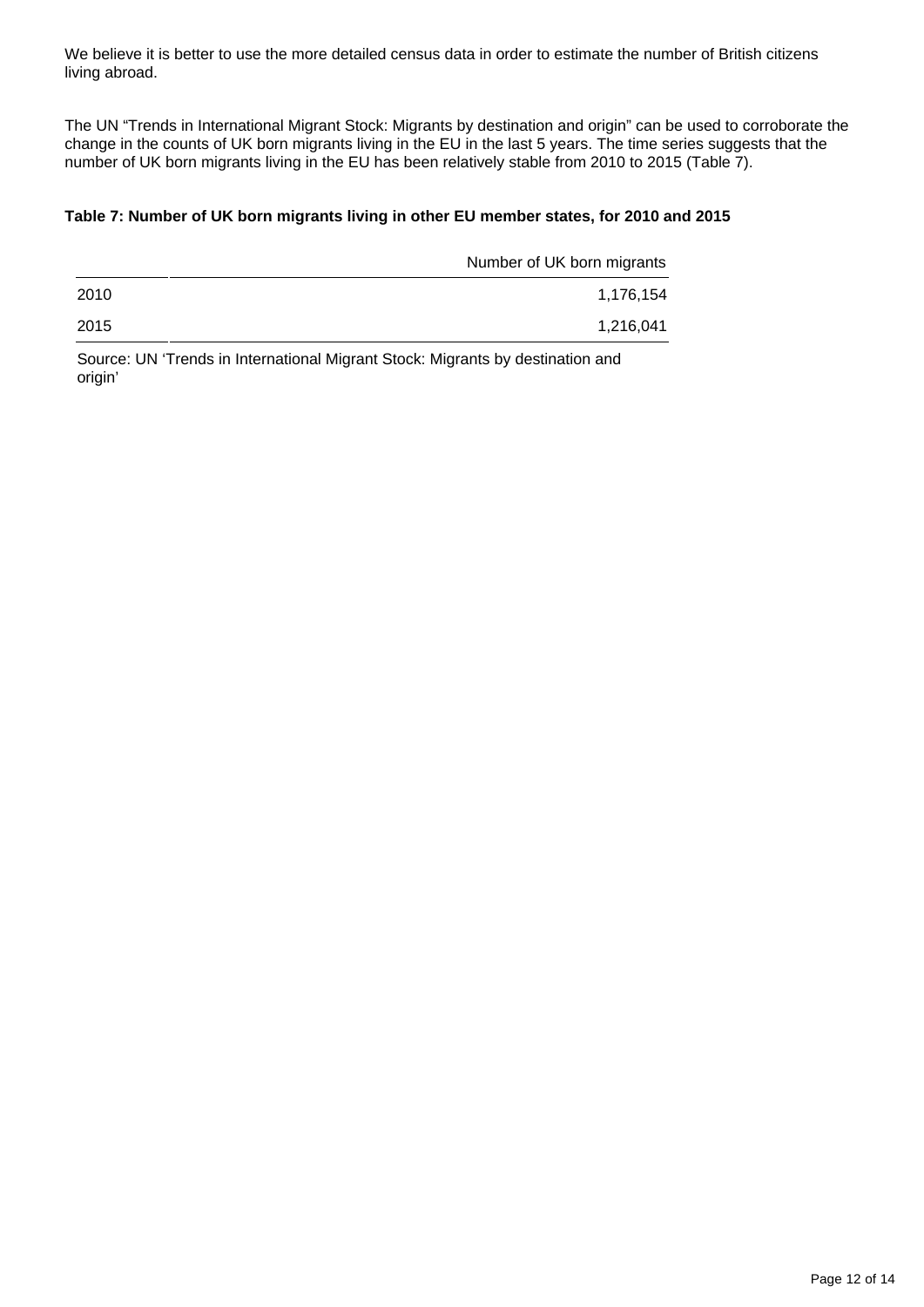We believe it is better to use the more detailed census data in order to estimate the number of British citizens living abroad.

The UN “Trends in International Migrant Stock: Migrants by destination and origin” can be used to corroborate the change in the counts of UK born migrants living in the EU in the last 5 years. The time series suggests that the number of UK born migrants living in the EU has been relatively stable from 2010 to 2015 (Table 7).

**Table 7: Number of UK born migrants living in other EU member states, for 2010 and 2015**

| | Number of UK born migrants |
|---|---:|
| 2010 | 1,176,154 |
| 2015 | 1,216,041 |

Source: UN ‘Trends in International Migrant Stock: Migrants by destination and origin’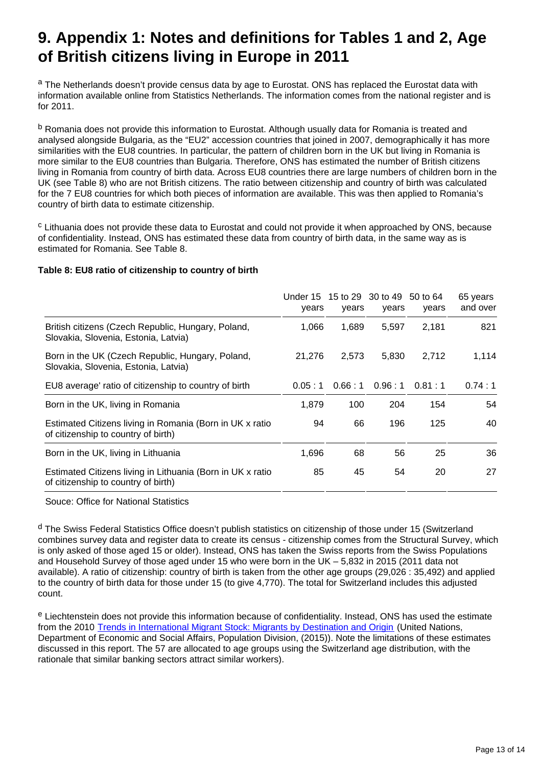# 9. Appendix 1: Notes and definitions for Tables 1 and 2, Age of British citizens living in Europe in 2011

[a] The Netherlands doesn't provide census data by age to Eurostat. ONS has replaced the Eurostat data with information available online from Statistics Netherlands. The information comes from the national register and is for 2011.

[b] Romania does not provide this information to Eurostat. Although usually data for Romania is treated and analysed alongside Bulgaria, as the "EU2" accession countries that joined in 2007, demographically it has more similarities with the EU8 countries. In particular, the pattern of children born in the UK but living in Romania is more similar to the EU8 countries than Bulgaria. Therefore, ONS has estimated the number of British citizens living in Romania from country of birth data. Across EU8 countries there are large numbers of children born in the UK (see Table 8) who are not British citizens. The ratio between citizenship and country of birth was calculated for the 7 EU8 countries for which both pieces of information are available. This was then applied to Romania's country of birth data to estimate citizenship.

[c] Lithuania does not provide these data to Eurostat and could not provide it when approached by ONS, because of confidentiality. Instead, ONS has estimated these data from country of birth data, in the same way as is estimated for Romania. See Table 8.

**Table 8: EU8 ratio of citizenship to country of birth**

| | Under 15 years | 15 to 29 years | 30 to 49 years | 50 to 64 years | 65 years and over |
|---|---|---|---|---|---|
| British citizens (Czech Republic, Hungary, Poland, Slovakia, Slovenia, Estonia, Latvia) | 1,066 | 1,689 | 5,597 | 2,181 | 821 |
| Born in the UK (Czech Republic, Hungary, Poland, Slovakia, Slovenia, Estonia, Latvia) | 21,276 | 2,573 | 5,830 | 2,712 | 1,114 |
| EU8 average' ratio of citizenship to country of birth | 0.05 : 1 | 0.66 : 1 | 0.96 : 1 | 0.81 : 1 | 0.74 : 1 |
| Born in the UK, living in Romania | 1,879 | 100 | 204 | 154 | 54 |
| Estimated Citizens living in Romania (Born in UK x ratio of citizenship to country of birth) | 94 | 66 | 196 | 125 | 40 |
| Born in the UK, living in Lithuania | 1,696 | 68 | 56 | 25 | 36 |
| Estimated Citizens living in Lithuania (Born in UK x ratio of citizenship to country of birth) | 85 | 45 | 54 | 20 | 27 |

Souce: Office for National Statistics

[d] The Swiss Federal Statistics Office doesn't publish statistics on citizenship of those under 15 (Switzerland combines survey data and register data to create its census - citizenship comes from the Structural Survey, which is only asked of those aged 15 or older). Instead, ONS has taken the Swiss reports from the Swiss Populations and Household Survey of those aged under 15 who were born in the UK – 5,832 in 2015 (2011 data not available). A ratio of citizenship: country of birth is taken from the other age groups (29,026 : 35,492) and applied to the country of birth data for those under 15 (to give 4,770). The total for Switzerland includes this adjusted count.

[e] Liechtenstein does not provide this information because of confidentiality. Instead, ONS has used the estimate from the 2010 Trends in International Migrant Stock: Migrants by Destination and Origin (United Nations, Department of Economic and Social Affairs, Population Division, (2015)). Note the limitations of these estimates discussed in this report. The 57 are allocated to age groups using the Switzerland age distribution, with the rationale that similar banking sectors attract similar workers).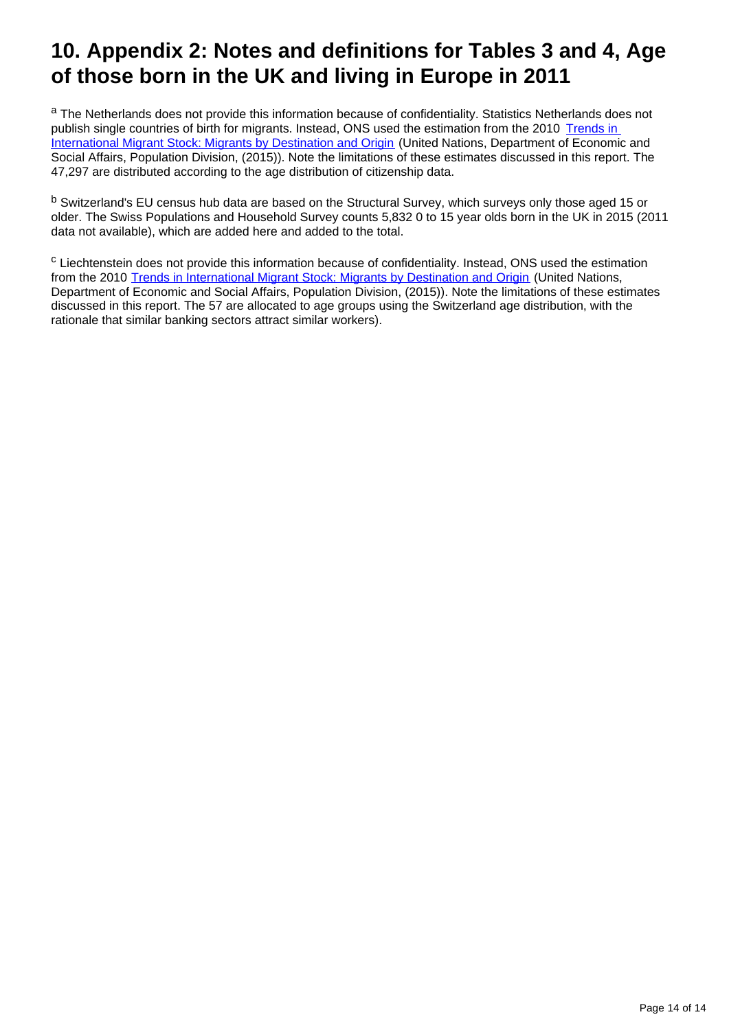## 10. Appendix 2: Notes and definitions for Tables 3 and 4, Age of those born in the UK and living in Europe in 2011

[a] The Netherlands does not provide this information because of confidentiality. Statistics Netherlands does not publish single countries of birth for migrants. Instead, ONS used the estimation from the 2010 Trends in International Migrant Stock: Migrants by Destination and Origin (United Nations, Department of Economic and Social Affairs, Population Division, (2015)). Note the limitations of these estimates discussed in this report. The 47,297 are distributed according to the age distribution of citizenship data.

[b] Switzerland's EU census hub data are based on the Structural Survey, which surveys only those aged 15 or older. The Swiss Populations and Household Survey counts 5,832 0 to 15 year olds born in the UK in 2015 (2011 data not available), which are added here and added to the total.

[c] Liechtenstein does not provide this information because of confidentiality. Instead, ONS used the estimation from the 2010 Trends in International Migrant Stock: Migrants by Destination and Origin (United Nations, Department of Economic and Social Affairs, Population Division, (2015)). Note the limitations of these estimates discussed in this report. The 57 are allocated to age groups using the Switzerland age distribution, with the rationale that similar banking sectors attract similar workers).